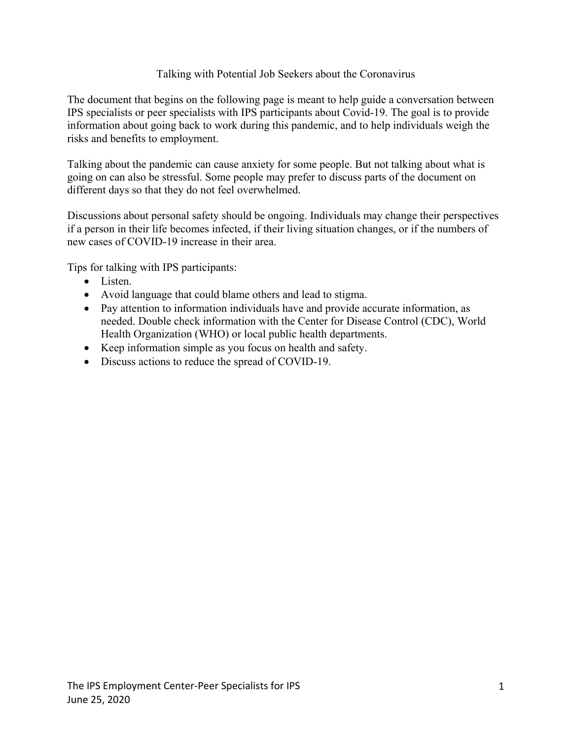# Talking with Potential Job Seekers about the Coronavirus

The document that begins on the following page is meant to help guide a conversation between IPS specialists or peer specialists with IPS participants about Covid-19. The goal is to provide information about going back to work during this pandemic, and to help individuals weigh the risks and benefits to employment.

Talking about the pandemic can cause anxiety for some people. But not talking about what is going on can also be stressful. Some people may prefer to discuss parts of the document on different days so that they do not feel overwhelmed.

Discussions about personal safety should be ongoing. Individuals may change their perspectives if a person in their life becomes infected, if their living situation changes, or if the numbers of new cases of COVID-19 increase in their area.

Tips for talking with IPS participants:

- Listen.
- Avoid language that could blame others and lead to stigma.
- Pay attention to information individuals have and provide accurate information, as needed. Double check information with the Center for Disease Control (CDC), World Health Organization (WHO) or local public health departments.
- Keep information simple as you focus on health and safety.
- Discuss actions to reduce the spread of COVID-19.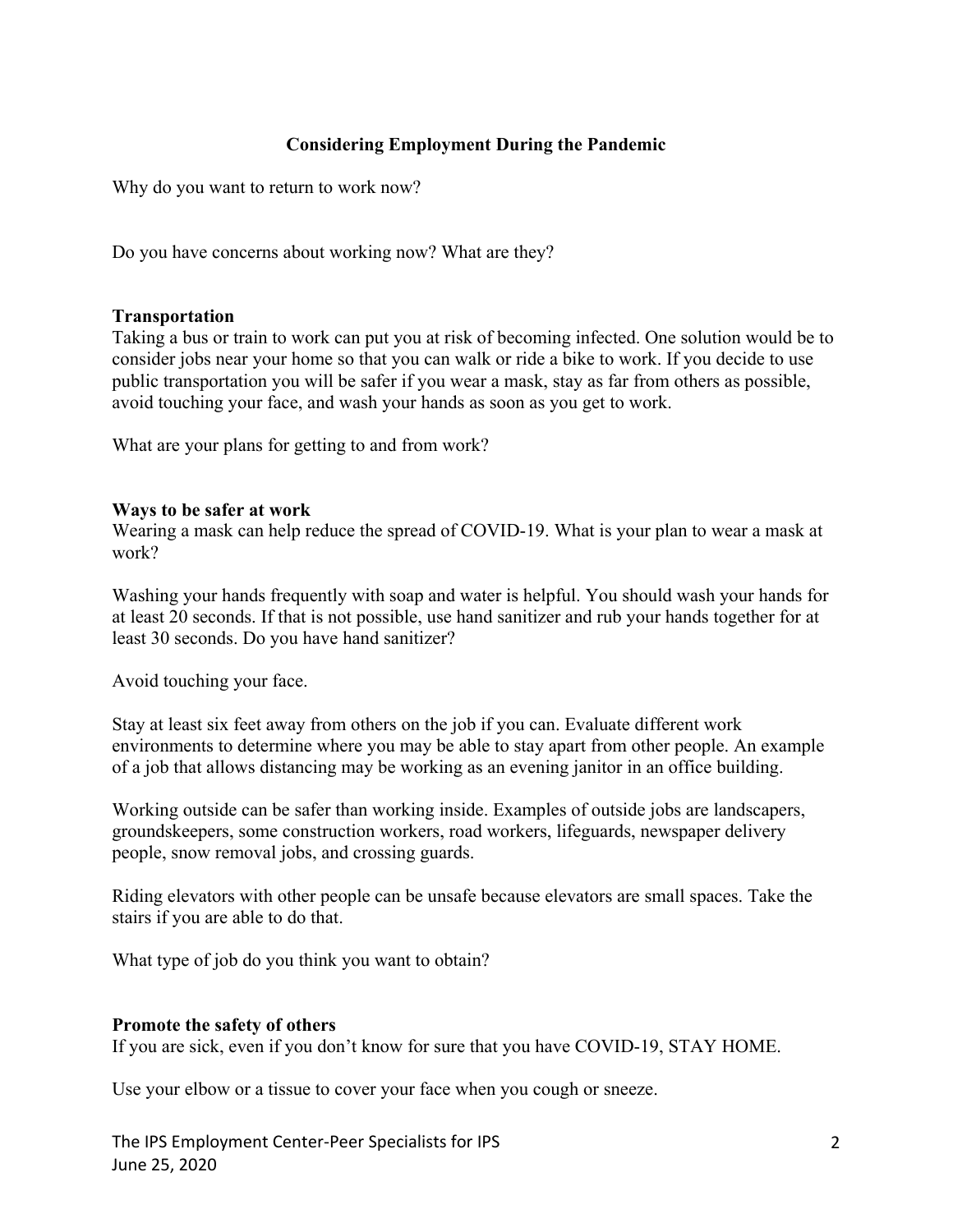## Considering Employment During the Pandemic

Why do you want to return to work now?

Do you have concerns about working now? What are they?

**Transportation**

Taking a bus or train to work can put you at risk of becoming infected. One solution would be to consider jobs near your home so that you can walk or ride a bike to work. If you decide to use public transportation you will be safer if you wear a mask, stay as far from others as possible, avoid touching your face, and wash your hands as soon as you get to work.

What are your plans for getting to and from work?

**Ways to be safer at work**

Wearing a mask can help reduce the spread of COVID-19. What is your plan to wear a mask at work?

Washing your hands frequently with soap and water is helpful. You should wash your hands for at least 20 seconds. If that is not possible, use hand sanitizer and rub your hands together for at least 30 seconds. Do you have hand sanitizer?

Avoid touching your face.

Stay at least six feet away from others on the job if you can. Evaluate different work environments to determine where you may be able to stay apart from other people. An example of a job that allows distancing may be working as an evening janitor in an office building.

Working outside can be safer than working inside. Examples of outside jobs are landscapers, groundskeepers, some construction workers, road workers, lifeguards, newspaper delivery people, snow removal jobs, and crossing guards.

Riding elevators with other people can be unsafe because elevators are small spaces. Take the stairs if you are able to do that.

What type of job do you think you want to obtain?

**Promote the safety of others**

If you are sick, even if you don't know for sure that you have COVID-19, STAY HOME.

Use your elbow or a tissue to cover your face when you cough or sneeze.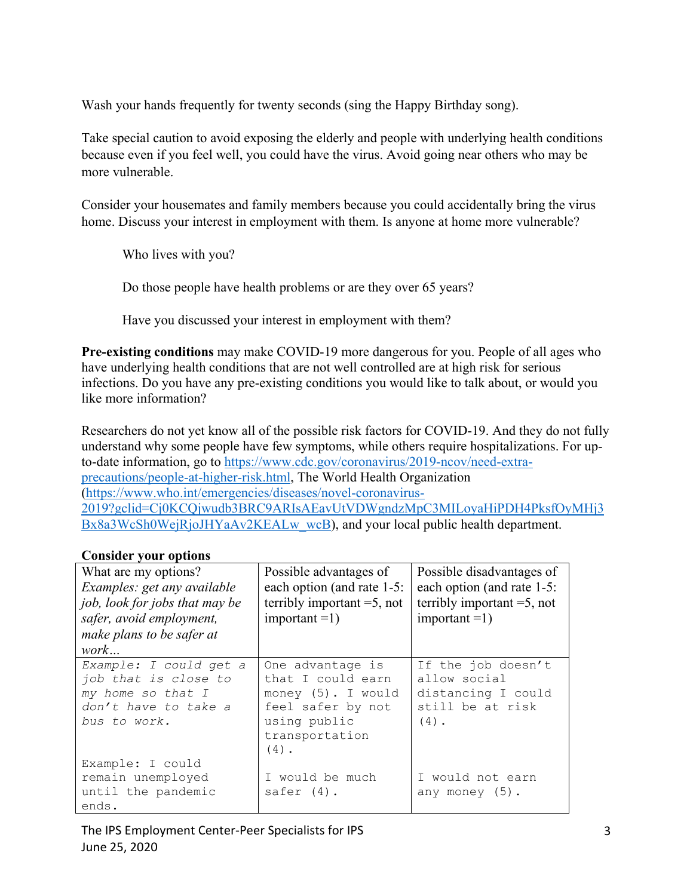Wash your hands frequently for twenty seconds (sing the Happy Birthday song).

Take special caution to avoid exposing the elderly and people with underlying health conditions because even if you feel well, you could have the virus. Avoid going near others who may be more vulnerable.

Consider your housemates and family members because you could accidentally bring the virus home. Discuss your interest in employment with them. Is anyone at home more vulnerable?

> Who lives with you?
>
> Do those people have health problems or are they over 65 years?
>
> Have you discussed your interest in employment with them?

**Pre-existing conditions** may make COVID-19 more dangerous for you. People of all ages who have underlying health conditions that are not well controlled are at high risk for serious infections. Do you have any pre-existing conditions you would like to talk about, or would you like more information?

Researchers do not yet know all of the possible risk factors for COVID-19. And they do not fully understand why some people have few symptoms, while others require hospitalizations. For up-to-date information, go to [https://www.cdc.gov/coronavirus/2019-ncov/need-extra-precautions/people-at-higher-risk.html](https://www.cdc.gov/coronavirus/2019-ncov/need-extra-precautions/people-at-higher-risk.html), The World Health Organization ([https://www.who.int/emergencies/diseases/novel-coronavirus-2019?gclid=Cj0KCQjwudb3BRC9ARIsAEavUtVDWgndzMpC3MILoyaHiPDH4PksfOyMHj3Bx8a3WcSh0WejRjoJHYaAv2KEALw_wcB](https://www.who.int/emergencies/diseases/novel-coronavirus-2019?gclid=Cj0KCQjwudb3BRC9ARIsAEavUtVDWgndzMpC3MILoyaHiPDH4PksfOyMHj3Bx8a3WcSh0WejRjoJHYaAv2KEALw_wcB)), and your local public health department.

**Consider your options**

| What are my options? *Examples: get any available job, look for jobs that may be safer, avoid employment, make plans to be safer at work…* | Possible advantages of each option (and rate 1-5: terribly important =5, not important =1) | Possible disadvantages of each option (and rate 1-5: terribly important =5, not important =1) |
|---|---|---|
| *Example: I could get a job that is close to my home so that I don't have to take a bus to work.* | One advantage is that I could earn money (5). I would feel safer by not using public transportation (4). | If the job doesn't allow social distancing I could still be at risk (4). |
| Example: I could remain unemployed until the pandemic ends. | I would be much safer (4). | I would not earn any money (5). |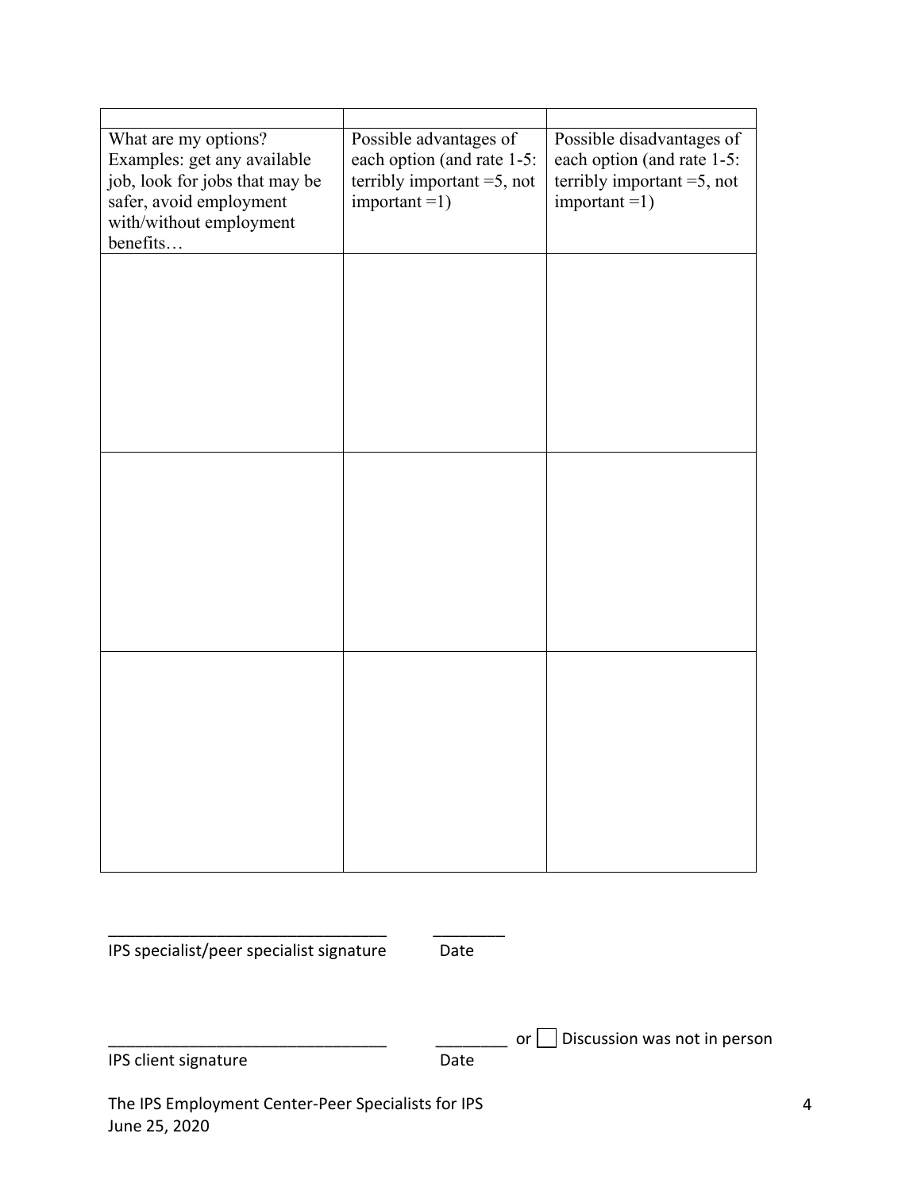| | | |
|---|---|---|
| What are my options? Examples: get any available job, look for jobs that may be safer, avoid employment with/without employment benefits… | Possible advantages of each option (and rate 1-5: terribly important =5, not important =1) | Possible disadvantages of each option (and rate 1-5: terribly important =5, not important =1) |
| | | |
| | | |
| | | |

_______________________________ ________
IPS specialist/peer specialist signature Date

_______________________________ ________ or ☐ Discussion was not in person
IPS client signature Date

The IPS Employment Center-Peer Specialists for IPS
June 25, 2020